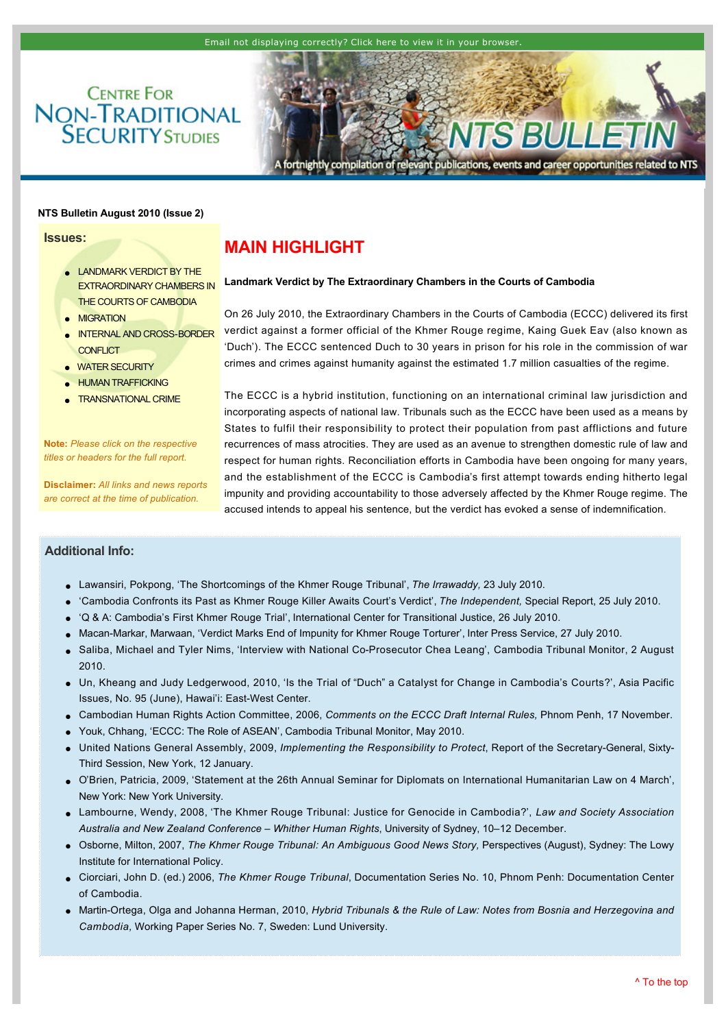Email not displaying correctly? Click here to view it in your browser.

CENTRE FOR NON-TRADITIONAL SECURITY STUDIES

NTS BULLETIN

A fortnightly compilation of relevant publications, events and career opportunities related to NTS

**NTS Bulletin August 2010 (Issue 2)**

### Issues:

- LANDMARK VERDICT BY THE EXTRAORDINARY CHAMBERS IN THE COURTS OF CAMBODIA
- MIGRATION
- INTERNAL AND CROSS-BORDER CONFLICT
- WATER SECURITY
- HUMAN TRAFFICKING
- TRANSNATIONAL CRIME

**Note:** *Please click on the respective titles or headers for the full report.*

**Disclaimer:** *All links and news reports are correct at the time of publication.*

## MAIN HIGHLIGHT

**Landmark Verdict by The Extraordinary Chambers in the Courts of Cambodia**

On 26 July 2010, the Extraordinary Chambers in the Courts of Cambodia (ECCC) delivered its first verdict against a former official of the Khmer Rouge regime, Kaing Guek Eav (also known as 'Duch'). The ECCC sentenced Duch to 30 years in prison for his role in the commission of war crimes and crimes against humanity against the estimated 1.7 million casualties of the regime.

The ECCC is a hybrid institution, functioning on an international criminal law jurisdiction and incorporating aspects of national law. Tribunals such as the ECCC have been used as a means by States to fulfil their responsibility to protect their population from past afflictions and future recurrences of mass atrocities. They are used as an avenue to strengthen domestic rule of law and respect for human rights. Reconciliation efforts in Cambodia have been ongoing for many years, and the establishment of the ECCC is Cambodia's first attempt towards ending hitherto legal impunity and providing accountability to those adversely affected by the Khmer Rouge regime. The accused intends to appeal his sentence, but the verdict has evoked a sense of indemnification.

### Additional Info:

- Lawansiri, Pokpong, 'The Shortcomings of the Khmer Rouge Tribunal', *The Irrawaddy,* 23 July 2010.
- 'Cambodia Confronts its Past as Khmer Rouge Killer Awaits Court's Verdict', *The Independent,* Special Report, 25 July 2010.
- 'Q & A: Cambodia's First Khmer Rouge Trial', International Center for Transitional Justice, 26 July 2010.
- Macan-Markar, Marwaan, 'Verdict Marks End of Impunity for Khmer Rouge Torturer', Inter Press Service, 27 July 2010.
- Saliba, Michael and Tyler Nims, 'Interview with National Co-Prosecutor Chea Leang', Cambodia Tribunal Monitor, 2 August 2010.
- Un, Kheang and Judy Ledgerwood, 2010, 'Is the Trial of "Duch" a Catalyst for Change in Cambodia's Courts?', Asia Pacific Issues, No. 95 (June), Hawai'i: East-West Center.
- Cambodian Human Rights Action Committee, 2006, *Comments on the ECCC Draft Internal Rules,* Phnom Penh, 17 November.
- Youk, Chhang, 'ECCC: The Role of ASEAN', Cambodia Tribunal Monitor, May 2010.
- United Nations General Assembly, 2009, *Implementing the Responsibility to Protect*, Report of the Secretary-General, Sixty-Third Session, New York, 12 January.
- O'Brien, Patricia, 2009, 'Statement at the 26th Annual Seminar for Diplomats on International Humanitarian Law on 4 March', New York: New York University.
- Lambourne, Wendy, 2008, 'The Khmer Rouge Tribunal: Justice for Genocide in Cambodia?', *Law and Society Association Australia and New Zealand Conference – Whither Human Rights*, University of Sydney, 10–12 December.
- Osborne, Milton, 2007, *The Khmer Rouge Tribunal: An Ambiguous Good News Story*, Perspectives (August), Sydney: The Lowy Institute for International Policy.
- Ciorciari, John D. (ed.) 2006, *The Khmer Rouge Tribunal*, Documentation Series No. 10, Phnom Penh: Documentation Center of Cambodia.
- Martin-Ortega, Olga and Johanna Herman, 2010, *Hybrid Tribunals & the Rule of Law: Notes from Bosnia and Herzegovina and Cambodia*, Working Paper Series No. 7, Sweden: Lund University.

^ To the top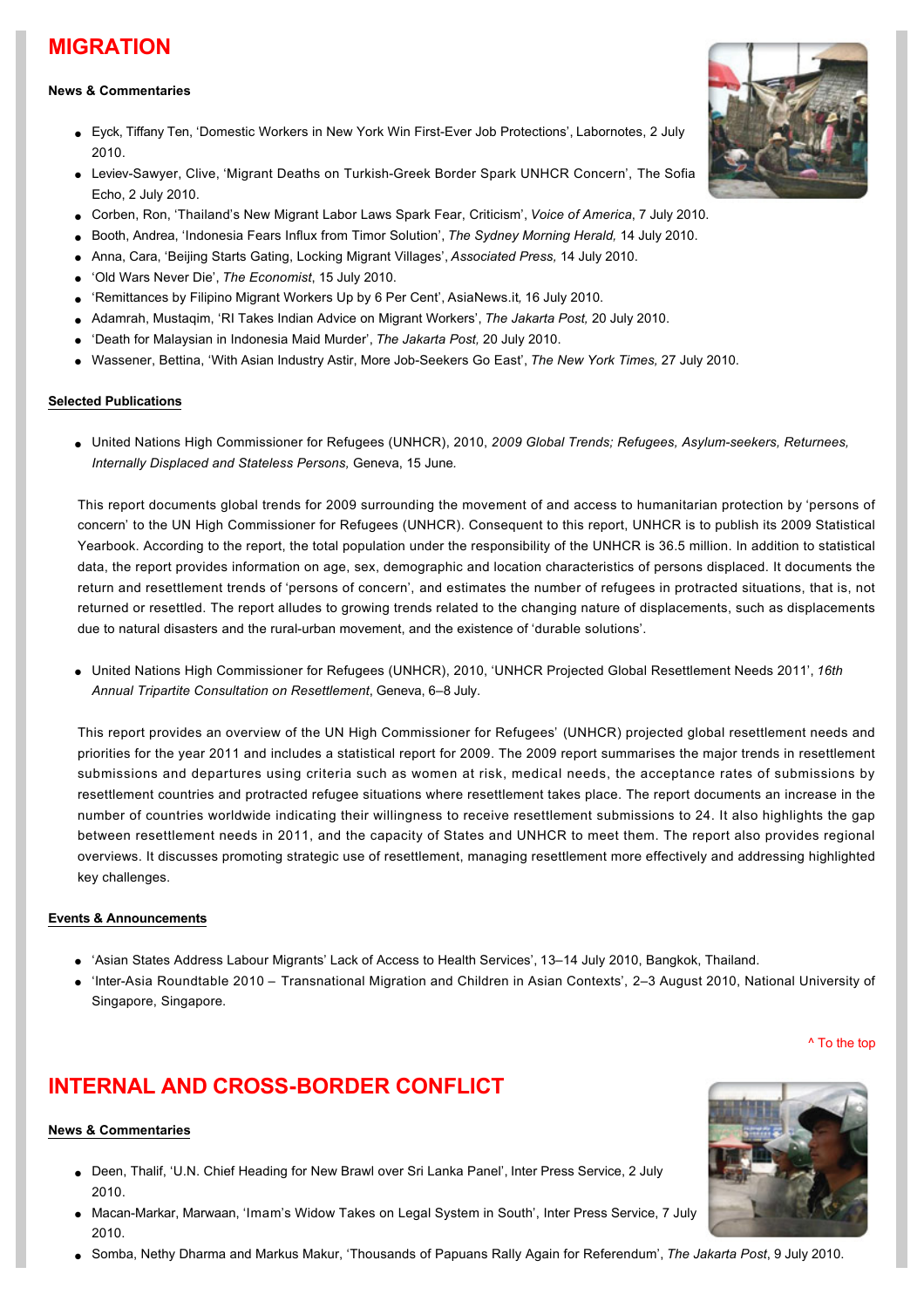# MIGRATION

**News & Commentaries**

- Eyck, Tiffany Ten, 'Domestic Workers in New York Win First-Ever Job Protections', Labornotes, 2 July 2010.
- Leviev-Sawyer, Clive, 'Migrant Deaths on Turkish-Greek Border Spark UNHCR Concern', The Sofia Echo, 2 July 2010.
- Corben, Ron, 'Thailand's New Migrant Labor Laws Spark Fear, Criticism', *Voice of America*, 7 July 2010.
- Booth, Andrea, 'Indonesia Fears Influx from Timor Solution', *The Sydney Morning Herald,* 14 July 2010.
- Anna, Cara, 'Beijing Starts Gating, Locking Migrant Villages', *Associated Press,* 14 July 2010.
- 'Old Wars Never Die', *The Economist*, 15 July 2010.
- 'Remittances by Filipino Migrant Workers Up by 6 Per Cent', AsiaNews.it, 16 July 2010.
- Adamrah, Mustaqim, 'RI Takes Indian Advice on Migrant Workers', *The Jakarta Post,* 20 July 2010.
- 'Death for Malaysian in Indonesia Maid Murder', *The Jakarta Post,* 20 July 2010.
- Wassener, Bettina, 'With Asian Industry Astir, More Job-Seekers Go East', *The New York Times,* 27 July 2010.

**Selected Publications**

- United Nations High Commissioner for Refugees (UNHCR), 2010, *2009 Global Trends; Refugees, Asylum-seekers, Returnees, Internally Displaced and Stateless Persons,* Geneva, 15 June.

This report documents global trends for 2009 surrounding the movement of and access to humanitarian protection by 'persons of concern' to the UN High Commissioner for Refugees (UNHCR). Consequent to this report, UNHCR is to publish its 2009 Statistical Yearbook. According to the report, the total population under the responsibility of the UNHCR is 36.5 million. In addition to statistical data, the report provides information on age, sex, demographic and location characteristics of persons displaced. It documents the return and resettlement trends of 'persons of concern', and estimates the number of refugees in protracted situations, that is, not returned or resettled. The report alludes to growing trends related to the changing nature of displacements, such as displacements due to natural disasters and the rural-urban movement, and the existence of 'durable solutions'.

- United Nations High Commissioner for Refugees (UNHCR), 2010, 'UNHCR Projected Global Resettlement Needs 2011', *16th Annual Tripartite Consultation on Resettlement*, Geneva, 6–8 July.

This report provides an overview of the UN High Commissioner for Refugees' (UNHCR) projected global resettlement needs and priorities for the year 2011 and includes a statistical report for 2009. The 2009 report summarises the major trends in resettlement submissions and departures using criteria such as women at risk, medical needs, the acceptance rates of submissions by resettlement countries and protracted refugee situations where resettlement takes place. The report documents an increase in the number of countries worldwide indicating their willingness to receive resettlement submissions to 24. It also highlights the gap between resettlement needs in 2011, and the capacity of States and UNHCR to meet them. The report also provides regional overviews. It discusses promoting strategic use of resettlement, managing resettlement more effectively and addressing highlighted key challenges.

**Events & Announcements**

- 'Asian States Address Labour Migrants' Lack of Access to Health Services', 13–14 July 2010, Bangkok, Thailand.
- 'Inter-Asia Roundtable 2010 – Transnational Migration and Children in Asian Contexts', 2–3 August 2010, National University of Singapore, Singapore.

^ To the top

# INTERNAL AND CROSS-BORDER CONFLICT

**News & Commentaries**

- Deen, Thalif, 'U.N. Chief Heading for New Brawl over Sri Lanka Panel', Inter Press Service, 2 July 2010.
- Macan-Markar, Marwaan, 'Imam's Widow Takes on Legal System in South', Inter Press Service, 7 July 2010.
- Somba, Nethy Dharma and Markus Makur, 'Thousands of Papuans Rally Again for Referendum', *The Jakarta Post*, 9 July 2010.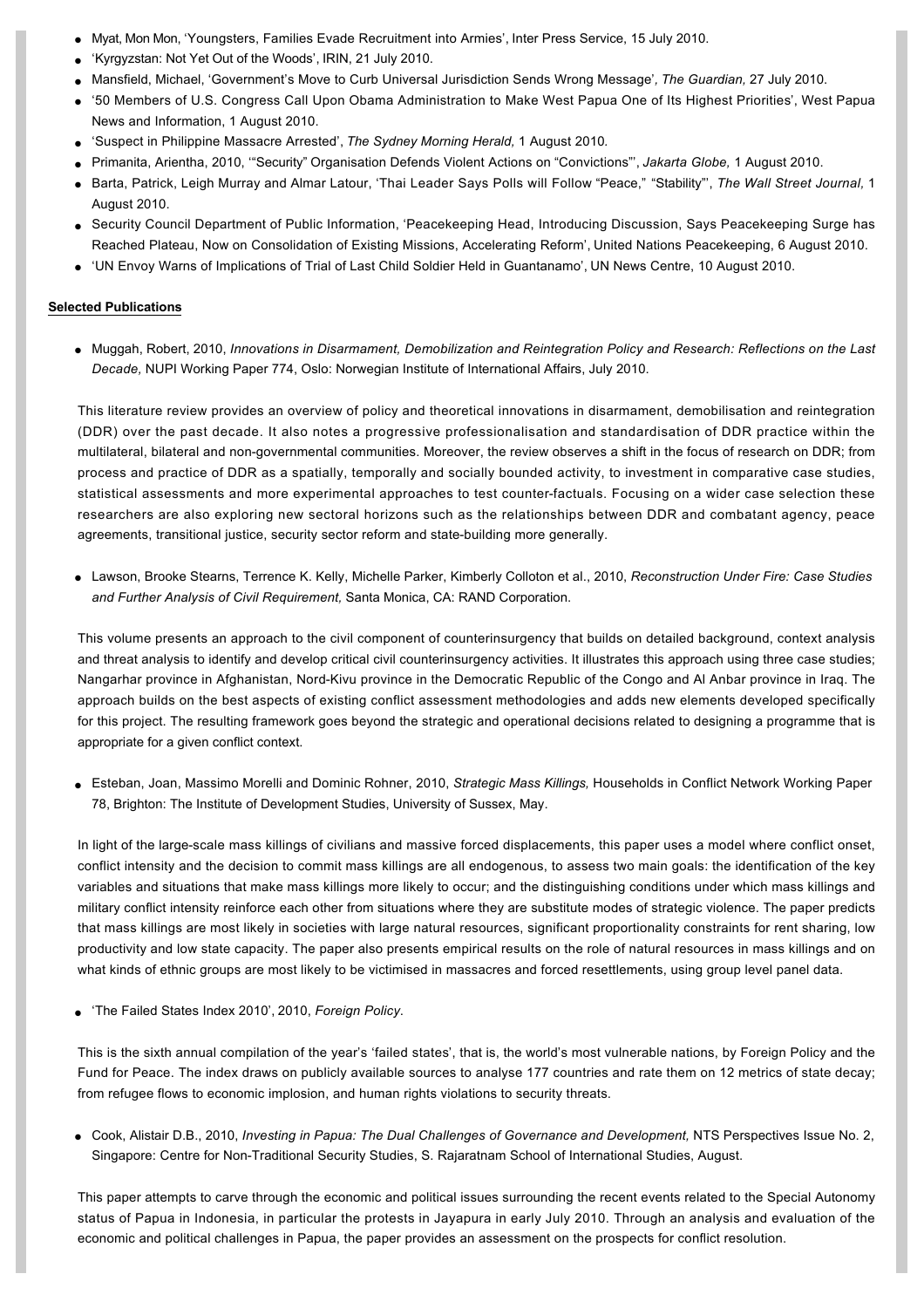- Myat, Mon Mon, 'Youngsters, Families Evade Recruitment into Armies', Inter Press Service, 15 July 2010.
- 'Kyrgyzstan: Not Yet Out of the Woods', IRIN, 21 July 2010.
- Mansfield, Michael, 'Government's Move to Curb Universal Jurisdiction Sends Wrong Message', *The Guardian,* 27 July 2010.
- '50 Members of U.S. Congress Call Upon Obama Administration to Make West Papua One of Its Highest Priorities', West Papua News and Information, 1 August 2010.
- 'Suspect in Philippine Massacre Arrested', *The Sydney Morning Herald,* 1 August 2010.
- Primanita, Arientha, 2010, '"Security" Organisation Defends Violent Actions on "Convictions"', *Jakarta Globe,* 1 August 2010.
- Barta, Patrick, Leigh Murray and Almar Latour, 'Thai Leader Says Polls will Follow "Peace," "Stability"', *The Wall Street Journal,* 1 August 2010.
- Security Council Department of Public Information, 'Peacekeeping Head, Introducing Discussion, Says Peacekeeping Surge has Reached Plateau, Now on Consolidation of Existing Missions, Accelerating Reform', United Nations Peacekeeping, 6 August 2010.
- 'UN Envoy Warns of Implications of Trial of Last Child Soldier Held in Guantanamo', UN News Centre, 10 August 2010.

**Selected Publications**

- Muggah, Robert, 2010, *Innovations in Disarmament, Demobilization and Reintegration Policy and Research: Reflections on the Last Decade,* NUPI Working Paper 774, Oslo: Norwegian Institute of International Affairs, July 2010.

  This literature review provides an overview of policy and theoretical innovations in disarmament, demobilisation and reintegration (DDR) over the past decade. It also notes a progressive professionalisation and standardisation of DDR practice within the multilateral, bilateral and non-governmental communities. Moreover, the review observes a shift in the focus of research on DDR; from process and practice of DDR as a spatially, temporally and socially bounded activity, to investment in comparative case studies, statistical assessments and more experimental approaches to test counter-factuals. Focusing on a wider case selection these researchers are also exploring new sectoral horizons such as the relationships between DDR and combatant agency, peace agreements, transitional justice, security sector reform and state-building more generally.

- Lawson, Brooke Stearns, Terrence K. Kelly, Michelle Parker, Kimberly Colloton et al., 2010, *Reconstruction Under Fire: Case Studies and Further Analysis of Civil Requirement,* Santa Monica, CA: RAND Corporation.

  This volume presents an approach to the civil component of counterinsurgency that builds on detailed background, context analysis and threat analysis to identify and develop critical civil counterinsurgency activities. It illustrates this approach using three case studies; Nangarhar province in Afghanistan, Nord-Kivu province in the Democratic Republic of the Congo and Al Anbar province in Iraq. The approach builds on the best aspects of existing conflict assessment methodologies and adds new elements developed specifically for this project. The resulting framework goes beyond the strategic and operational decisions related to designing a programme that is appropriate for a given conflict context.

- Esteban, Joan, Massimo Morelli and Dominic Rohner, 2010, *Strategic Mass Killings,* Households in Conflict Network Working Paper 78, Brighton: The Institute of Development Studies, University of Sussex, May.

  In light of the large-scale mass killings of civilians and massive forced displacements, this paper uses a model where conflict onset, conflict intensity and the decision to commit mass killings are all endogenous, to assess two main goals: the identification of the key variables and situations that make mass killings more likely to occur; and the distinguishing conditions under which mass killings and military conflict intensity reinforce each other from situations where they are substitute modes of strategic violence. The paper predicts that mass killings are most likely in societies with large natural resources, significant proportionality constraints for rent sharing, low productivity and low state capacity. The paper also presents empirical results on the role of natural resources in mass killings and on what kinds of ethnic groups are most likely to be victimised in massacres and forced resettlements, using group level panel data.

- 'The Failed States Index 2010', 2010, *Foreign Policy*.

  This is the sixth annual compilation of the year's 'failed states', that is, the world's most vulnerable nations, by Foreign Policy and the Fund for Peace. The index draws on publicly available sources to analyse 177 countries and rate them on 12 metrics of state decay; from refugee flows to economic implosion, and human rights violations to security threats.

- Cook, Alistair D.B., 2010, *Investing in Papua: The Dual Challenges of Governance and Development,* NTS Perspectives Issue No. 2, Singapore: Centre for Non-Traditional Security Studies, S. Rajaratnam School of International Studies, August.

  This paper attempts to carve through the economic and political issues surrounding the recent events related to the Special Autonomy status of Papua in Indonesia, in particular the protests in Jayapura in early July 2010. Through an analysis and evaluation of the economic and political challenges in Papua, the paper provides an assessment on the prospects for conflict resolution.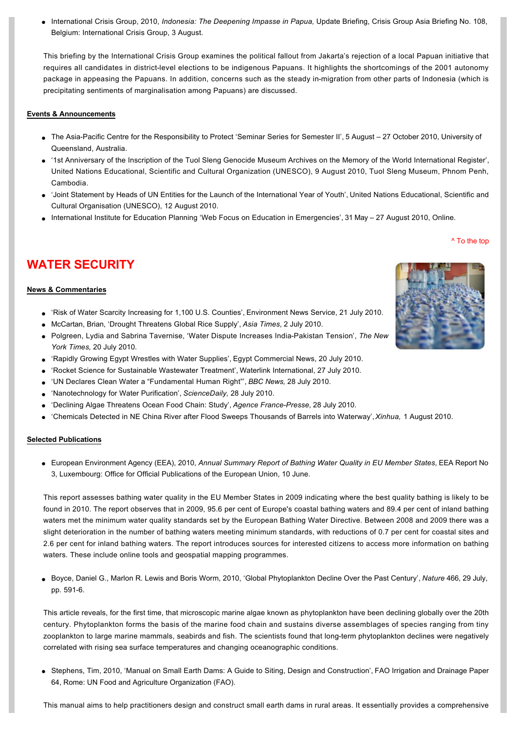- International Crisis Group, 2010, *Indonesia: The Deepening Impasse in Papua,* Update Briefing, Crisis Group Asia Briefing No. 108, Belgium: International Crisis Group, 3 August.

This briefing by the International Crisis Group examines the political fallout from Jakarta's rejection of a local Papuan initiative that requires all candidates in district-level elections to be indigenous Papuans. It highlights the shortcomings of the 2001 autonomy package in appeasing the Papuans. In addition, concerns such as the steady in-migration from other parts of Indonesia (which is precipitating sentiments of marginalisation among Papuans) are discussed.

**Events & Announcements**

- The Asia-Pacific Centre for the Responsibility to Protect 'Seminar Series for Semester II', 5 August – 27 October 2010, University of Queensland, Australia.
- '1st Anniversary of the Inscription of the Tuol Sleng Genocide Museum Archives on the Memory of the World International Register', United Nations Educational, Scientific and Cultural Organization (UNESCO), 9 August 2010, Tuol Sleng Museum, Phnom Penh, Cambodia.
- 'Joint Statement by Heads of UN Entities for the Launch of the International Year of Youth', United Nations Educational, Scientific and Cultural Organisation (UNESCO), 12 August 2010.
- International Institute for Education Planning 'Web Focus on Education in Emergencies', 31 May – 27 August 2010, Online.

^ To the top

## WATER SECURITY

**News & Commentaries**

- 'Risk of Water Scarcity Increasing for 1,100 U.S. Counties', Environment News Service, 21 July 2010.
- McCartan, Brian, 'Drought Threatens Global Rice Supply', *Asia Times*, 2 July 2010.
- Polgreen, Lydia and Sabrina Tavernise, 'Water Dispute Increases India-Pakistan Tension', *The New York Times,* 20 July 2010.
- 'Rapidly Growing Egypt Wrestles with Water Supplies', Egypt Commercial News, 20 July 2010.
- 'Rocket Science for Sustainable Wastewater Treatment', Waterlink International, 27 July 2010.
- 'UN Declares Clean Water a "Fundamental Human Right"', *BBC News,* 28 July 2010.
- 'Nanotechnology for Water Purification', *ScienceDaily,* 28 July 2010.
- 'Declining Algae Threatens Ocean Food Chain: Study', *Agence France-Presse*, 28 July 2010.
- 'Chemicals Detected in NE China River after Flood Sweeps Thousands of Barrels into Waterway', *Xinhua,* 1 August 2010.

**Selected Publications**

- European Environment Agency (EEA), 2010, *Annual Summary Report of Bathing Water Quality in EU Member States*, EEA Report No 3, Luxembourg: Office for Official Publications of the European Union, 10 June.

This report assesses bathing water quality in the EU Member States in 2009 indicating where the best quality bathing is likely to be found in 2010. The report observes that in 2009, 95.6 per cent of Europe's coastal bathing waters and 89.4 per cent of inland bathing waters met the minimum water quality standards set by the European Bathing Water Directive. Between 2008 and 2009 there was a slight deterioration in the number of bathing waters meeting minimum standards, with reductions of 0.7 per cent for coastal sites and 2.6 per cent for inland bathing waters. The report introduces sources for interested citizens to access more information on bathing waters. These include online tools and geospatial mapping programmes.

- Boyce, Daniel G., Marlon R. Lewis and Boris Worm, 2010, 'Global Phytoplankton Decline Over the Past Century', *Nature* 466, 29 July, pp. 591-6.

This article reveals, for the first time, that microscopic marine algae known as phytoplankton have been declining globally over the 20th century. Phytoplankton forms the basis of the marine food chain and sustains diverse assemblages of species ranging from tiny zooplankton to large marine mammals, seabirds and fish. The scientists found that long-term phytoplankton declines were negatively correlated with rising sea surface temperatures and changing oceanographic conditions.

- Stephens, Tim, 2010, 'Manual on Small Earth Dams: A Guide to Siting, Design and Construction', FAO Irrigation and Drainage Paper 64, Rome: UN Food and Agriculture Organization (FAO).

This manual aims to help practitioners design and construct small earth dams in rural areas. It essentially provides a comprehensive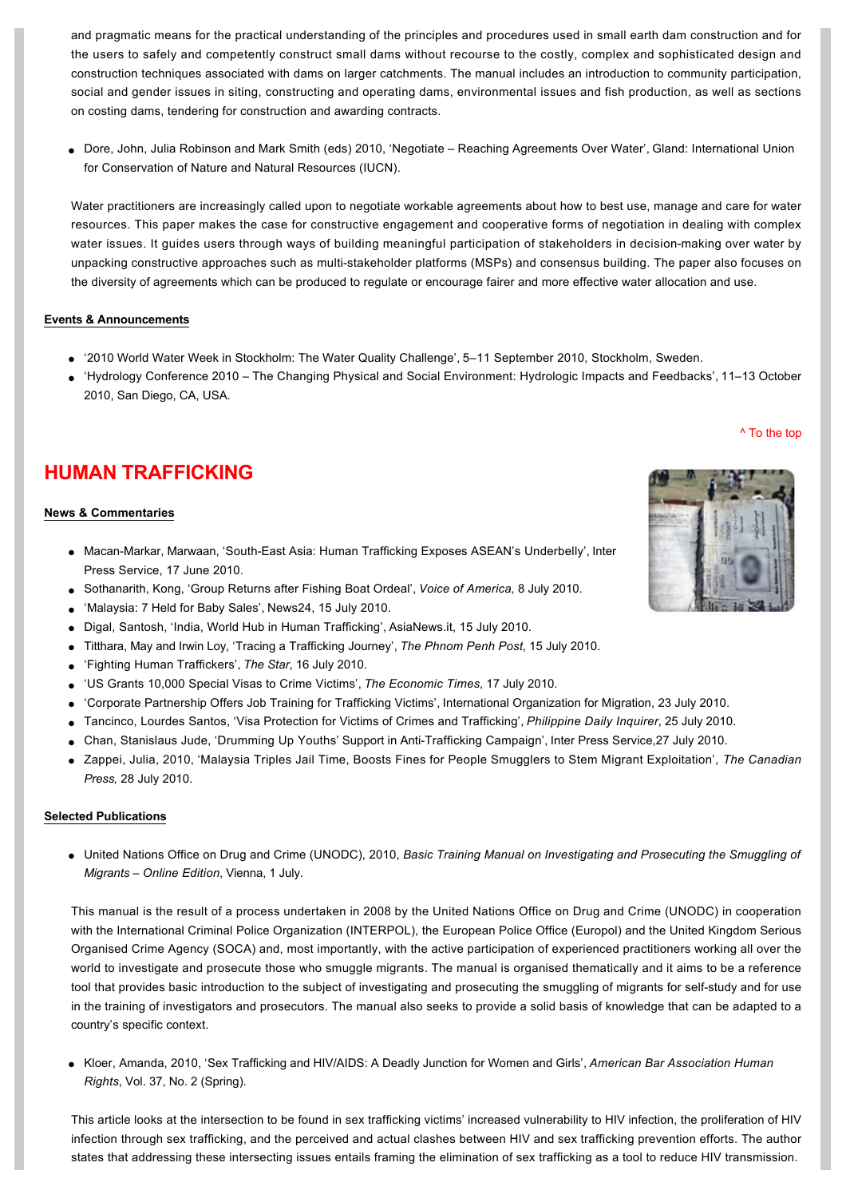and pragmatic means for the practical understanding of the principles and procedures used in small earth dam construction and for the users to safely and competently construct small dams without recourse to the costly, complex and sophisticated design and construction techniques associated with dams on larger catchments. The manual includes an introduction to community participation, social and gender issues in siting, constructing and operating dams, environmental issues and fish production, as well as sections on costing dams, tendering for construction and awarding contracts.

- Dore, John, Julia Robinson and Mark Smith (eds) 2010, 'Negotiate – Reaching Agreements Over Water', Gland: International Union for Conservation of Nature and Natural Resources (IUCN).

Water practitioners are increasingly called upon to negotiate workable agreements about how to best use, manage and care for water resources. This paper makes the case for constructive engagement and cooperative forms of negotiation in dealing with complex water issues. It guides users through ways of building meaningful participation of stakeholders in decision-making over water by unpacking constructive approaches such as multi-stakeholder platforms (MSPs) and consensus building. The paper also focuses on the diversity of agreements which can be produced to regulate or encourage fairer and more effective water allocation and use.

**Events & Announcements**

- '2010 World Water Week in Stockholm: The Water Quality Challenge', 5–11 September 2010, Stockholm, Sweden.
- 'Hydrology Conference 2010 – The Changing Physical and Social Environment: Hydrologic Impacts and Feedbacks', 11–13 October 2010, San Diego, CA, USA.

^ To the top

## HUMAN TRAFFICKING

**News & Commentaries**

- Macan-Markar, Marwaan, 'South-East Asia: Human Trafficking Exposes ASEAN's Underbelly', Inter Press Service, 17 June 2010.
- Sothanarith, Kong, 'Group Returns after Fishing Boat Ordeal', *Voice of America,* 8 July 2010.
- 'Malaysia: 7 Held for Baby Sales', News24, 15 July 2010.
- Digal, Santosh, 'India, World Hub in Human Trafficking', AsiaNews.it, 15 July 2010.
- Titthara, May and Irwin Loy, 'Tracing a Trafficking Journey', *The Phnom Penh Post*, 15 July 2010.
- 'Fighting Human Traffickers', *The Star*, 16 July 2010.
- 'US Grants 10,000 Special Visas to Crime Victims', *The Economic Times*, 17 July 2010.
- 'Corporate Partnership Offers Job Training for Trafficking Victims', International Organization for Migration, 23 July 2010.
- Tancinco, Lourdes Santos, 'Visa Protection for Victims of Crimes and Trafficking', *Philippine Daily Inquirer*, 25 July 2010.
- Chan, Stanislaus Jude, 'Drumming Up Youths' Support in Anti-Trafficking Campaign', Inter Press Service,27 July 2010.
- Zappei, Julia, 2010, 'Malaysia Triples Jail Time, Boosts Fines for People Smugglers to Stem Migrant Exploitation', *The Canadian Press,* 28 July 2010.

**Selected Publications**

- United Nations Office on Drug and Crime (UNODC), 2010, *Basic Training Manual on Investigating and Prosecuting the Smuggling of Migrants – Online Edition*, Vienna, 1 July.

This manual is the result of a process undertaken in 2008 by the United Nations Office on Drug and Crime (UNODC) in cooperation with the International Criminal Police Organization (INTERPOL), the European Police Office (Europol) and the United Kingdom Serious Organised Crime Agency (SOCA) and, most importantly, with the active participation of experienced practitioners working all over the world to investigate and prosecute those who smuggle migrants. The manual is organised thematically and it aims to be a reference tool that provides basic introduction to the subject of investigating and prosecuting the smuggling of migrants for self-study and for use in the training of investigators and prosecutors. The manual also seeks to provide a solid basis of knowledge that can be adapted to a country's specific context.

- Kloer, Amanda, 2010, 'Sex Trafficking and HIV/AIDS: A Deadly Junction for Women and Girls', *American Bar Association Human Rights*, Vol. 37, No. 2 (Spring).

This article looks at the intersection to be found in sex trafficking victims' increased vulnerability to HIV infection, the proliferation of HIV infection through sex trafficking, and the perceived and actual clashes between HIV and sex trafficking prevention efforts. The author states that addressing these intersecting issues entails framing the elimination of sex trafficking as a tool to reduce HIV transmission.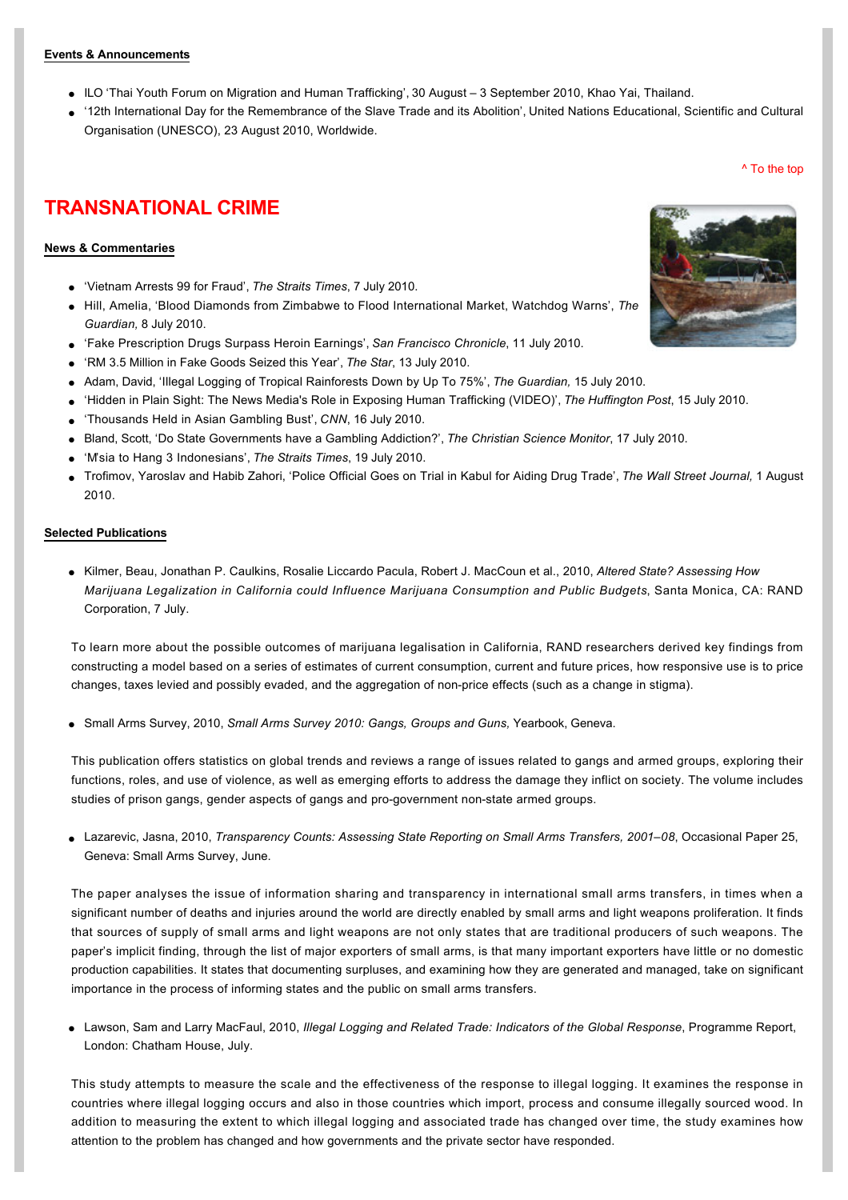**Events & Announcements**

- ILO 'Thai Youth Forum on Migration and Human Trafficking', 30 August – 3 September 2010, Khao Yai, Thailand.
- '12th International Day for the Remembrance of the Slave Trade and its Abolition', United Nations Educational, Scientific and Cultural Organisation (UNESCO), 23 August 2010, Worldwide.

^ To the top

## TRANSNATIONAL CRIME

**News & Commentaries**

- 'Vietnam Arrests 99 for Fraud', *The Straits Times*, 7 July 2010.
- Hill, Amelia, 'Blood Diamonds from Zimbabwe to Flood International Market, Watchdog Warns', *The Guardian,* 8 July 2010.
- 'Fake Prescription Drugs Surpass Heroin Earnings', *San Francisco Chronicle*, 11 July 2010.
- 'RM 3.5 Million in Fake Goods Seized this Year', *The Star*, 13 July 2010.
- Adam, David, 'Illegal Logging of Tropical Rainforests Down by Up To 75%', *The Guardian,* 15 July 2010.
- 'Hidden in Plain Sight: The News Media's Role in Exposing Human Trafficking (VIDEO)', *The Huffington Post*, 15 July 2010.
- 'Thousands Held in Asian Gambling Bust', *CNN*, 16 July 2010.
- Bland, Scott, 'Do State Governments have a Gambling Addiction?', *The Christian Science Monitor*, 17 July 2010.
- 'M'sia to Hang 3 Indonesians', *The Straits Times*, 19 July 2010.
- Trofimov, Yaroslav and Habib Zahori, 'Police Official Goes on Trial in Kabul for Aiding Drug Trade', *The Wall Street Journal,* 1 August 2010.

**Selected Publications**

- Kilmer, Beau, Jonathan P. Caulkins, Rosalie Liccardo Pacula, Robert J. MacCoun et al., 2010, *Altered State? Assessing How Marijuana Legalization in California could Influence Marijuana Consumption and Public Budgets*, Santa Monica, CA: RAND Corporation, 7 July.

To learn more about the possible outcomes of marijuana legalisation in California, RAND researchers derived key findings from constructing a model based on a series of estimates of current consumption, current and future prices, how responsive use is to price changes, taxes levied and possibly evaded, and the aggregation of non-price effects (such as a change in stigma).

- Small Arms Survey, 2010, *Small Arms Survey 2010: Gangs, Groups and Guns,* Yearbook, Geneva.

This publication offers statistics on global trends and reviews a range of issues related to gangs and armed groups, exploring their functions, roles, and use of violence, as well as emerging efforts to address the damage they inflict on society. The volume includes studies of prison gangs, gender aspects of gangs and pro-government non-state armed groups.

- Lazarevic, Jasna, 2010, *Transparency Counts: Assessing State Reporting on Small Arms Transfers, 2001–08*, Occasional Paper 25, Geneva: Small Arms Survey, June.

The paper analyses the issue of information sharing and transparency in international small arms transfers, in times when a significant number of deaths and injuries around the world are directly enabled by small arms and light weapons proliferation. It finds that sources of supply of small arms and light weapons are not only states that are traditional producers of such weapons. The paper's implicit finding, through the list of major exporters of small arms, is that many important exporters have little or no domestic production capabilities. It states that documenting surpluses, and examining how they are generated and managed, take on significant importance in the process of informing states and the public on small arms transfers.

- Lawson, Sam and Larry MacFaul, 2010, *Illegal Logging and Related Trade: Indicators of the Global Response*, Programme Report, London: Chatham House, July.

This study attempts to measure the scale and the effectiveness of the response to illegal logging. It examines the response in countries where illegal logging occurs and also in those countries which import, process and consume illegally sourced wood. In addition to measuring the extent to which illegal logging and associated trade has changed over time, the study examines how attention to the problem has changed and how governments and the private sector have responded.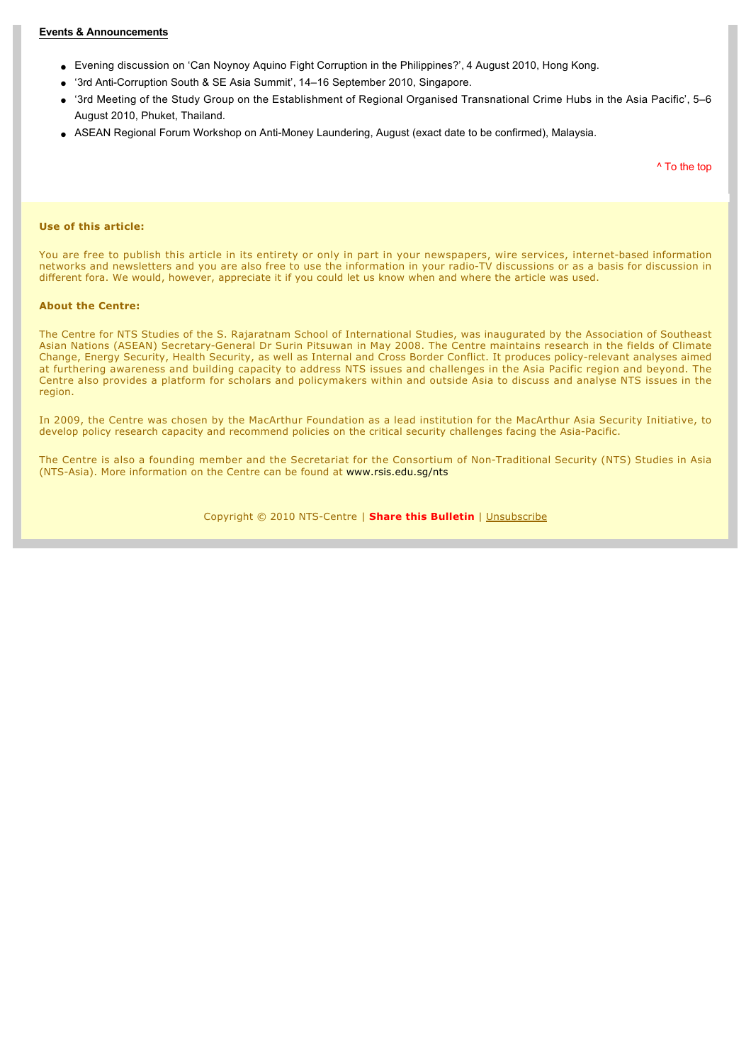**Events & Announcements**

- Evening discussion on 'Can Noynoy Aquino Fight Corruption in the Philippines?', 4 August 2010, Hong Kong.
- '3rd Anti-Corruption South & SE Asia Summit', 14–16 September 2010, Singapore.
- '3rd Meeting of the Study Group on the Establishment of Regional Organised Transnational Crime Hubs in the Asia Pacific', 5–6 August 2010, Phuket, Thailand.
- ASEAN Regional Forum Workshop on Anti-Money Laundering, August (exact date to be confirmed), Malaysia.

^ To the top

**Use of this article:**

You are free to publish this article in its entirety or only in part in your newspapers, wire services, internet-based information networks and newsletters and you are also free to use the information in your radio-TV discussions or as a basis for discussion in different fora. We would, however, appreciate it if you could let us know when and where the article was used.

**About the Centre:**

The Centre for NTS Studies of the S. Rajaratnam School of International Studies, was inaugurated by the Association of Southeast Asian Nations (ASEAN) Secretary-General Dr Surin Pitsuwan in May 2008. The Centre maintains research in the fields of Climate Change, Energy Security, Health Security, as well as Internal and Cross Border Conflict. It produces policy-relevant analyses aimed at furthering awareness and building capacity to address NTS issues and challenges in the Asia Pacific region and beyond. The Centre also provides a platform for scholars and policymakers within and outside Asia to discuss and analyse NTS issues in the region.

In 2009, the Centre was chosen by the MacArthur Foundation as a lead institution for the MacArthur Asia Security Initiative, to develop policy research capacity and recommend policies on the critical security challenges facing the Asia-Pacific.

The Centre is also a founding member and the Secretariat for the Consortium of Non-Traditional Security (NTS) Studies in Asia (NTS-Asia). More information on the Centre can be found at www.rsis.edu.sg/nts

Copyright © 2010 NTS-Centre | **Share this Bulletin** | Unsubscribe